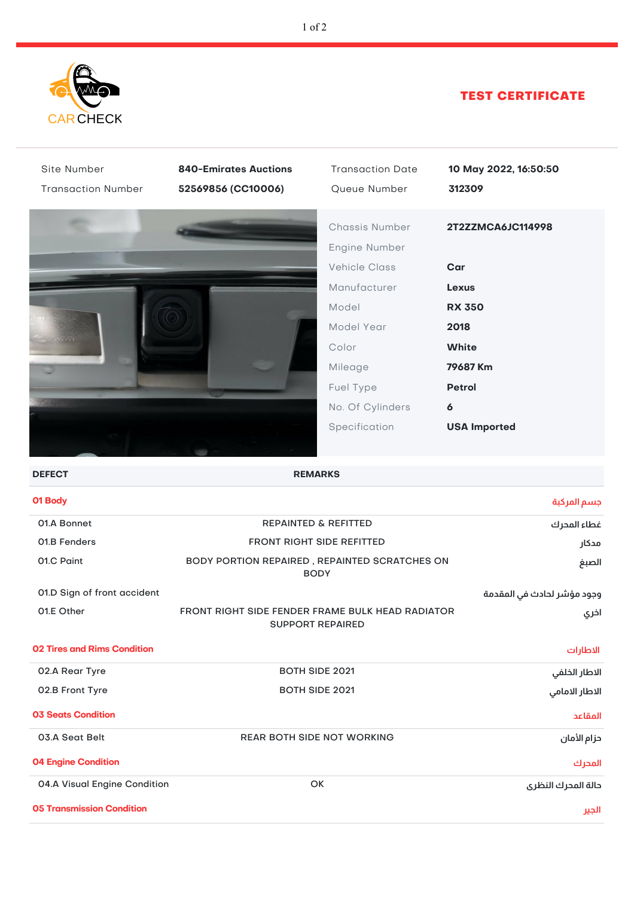CAR CHECK

# TEST CERTIFICATE

| | | | |
|---|---|---|---|
| Site Number | **840-Emirates Auctions** | Transaction Date | **10 May 2022, 16:50:50** |
| Transaction Number | **52569856 (CC10006)** | Queue Number | **312309** |

| | |
|---|---|
| Chassis Number | **2T2ZZMCA6JC114998** |
| Engine Number | |
| Vehicle Class | **Car** |
| Manufacturer | **Lexus** |
| Model | **RX 350** |
| Model Year | **2018** |
| Color | **White** |
| Mileage | **79687 Km** |
| Fuel Type | **Petrol** |
| No. Of Cylinders | **6** |
| Specification | **USA Imported** |

| DEFECT | REMARKS | |
|---|---|---|
| **01 Body** | | جسم المركبة |
| 01.A Bonnet | REPAINTED & REFITTED | غطاء المحرك |
| 01.B Fenders | FRONT RIGHT SIDE REFITTED | مدكار |
| 01.C Paint | BODY PORTION REPAIRED , REPAINTED SCRATCHES ON BODY | الصبغ |
| 01.D Sign of front accident | | وجود مؤشر لحادث في المقدمة |
| 01.E Other | FRONT RIGHT SIDE FENDER FRAME BULK HEAD RADIATOR SUPPORT REPAIRED | اخري |
| **02 Tires and Rims Condition** | | الاطارات |
| 02.A Rear Tyre | BOTH SIDE 2021 | الاطار الخلفي |
| 02.B Front Tyre | BOTH SIDE 2021 | الاطار الامامي |
| **03 Seats Condition** | | المقاعد |
| 03.A Seat Belt | REAR BOTH SIDE NOT WORKING | حزام الأمان |
| **04 Engine Condition** | | المحرك |
| 04.A Visual Engine Condition | OK | حالة المحرك النظرى |
| **05 Transmission Condition** | | الجير |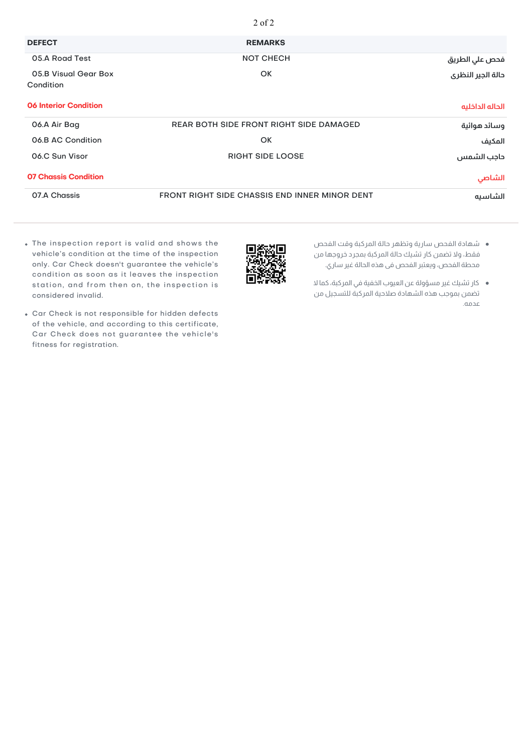| DEFECT | REMARKS | |
|---|---|---|
| 05.A Road Test | NOT CHECH | فحص علي الطريق |
| 05.B Visual Gear Box Condition | OK | حالة الجير النظرى |

## 06 Interior Condition | الحاله الداخليه

| | | |
|---|---|---|
| 06.A Air Bag | REAR BOTH SIDE FRONT RIGHT SIDE DAMAGED | وسائد هوائية |
| 06.B AC Condition | OK | المكيف |
| 06.C Sun Visor | RIGHT SIDE LOOSE | حاجب الشمس |

## 07 Chassis Condition | الشاصي

| | | |
|---|---|---|
| 07.A Chassis | FRONT RIGHT SIDE CHASSIS END INNER MINOR DENT | الشاسيه |

- The inspection report is valid and shows the vehicle's condition at the time of the inspection only. Car Check doesn't guarantee the vehicle's condition as soon as it leaves the inspection station, and from then on, the inspection is considered invalid.
- Car Check is not responsible for hidden defects of the vehicle, and according to this certificate, Car Check does not guarantee the vehicle's fitness for registration.

- شهادة الفحص سارية وتظهر حالة المركبة وقت الفحص فقط، ولا تضمن كار تشيك حالة المركبة بمجرد خروجها من محطة الفحص، ويعتبر الفحص فى هذه الحالة غير ساري.
- كار تشيك غير مسؤولة عن العيوب الخفية في المركبة، كما لا تضمن بموجب هذه الشهادة صلاحية المركبة للتسجيل من عدمه.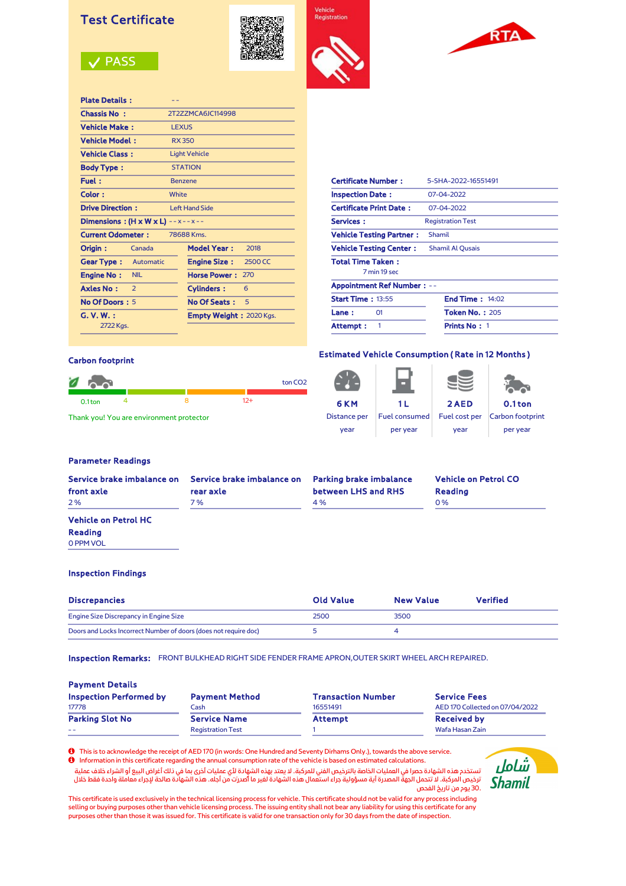# Test Certificate

✓ PASS

Vehicle Registration

RTA

| | |
|---|---|
| **Plate Details :** | - - |
| **Chassis No :** | 2T2ZZMCA6JC114998 |
| **Vehicle Make :** | LEXUS |
| **Vehicle Model :** | RX 350 |
| **Vehicle Class :** | Light Vehicle |
| **Body Type :** | STATION |
| **Fuel :** | Benzene |
| **Color :** | White |
| **Drive Direction :** | Left Hand Side |
| **Dimensions : (H x W x L)** | - - x - - x - - |
| **Current Odometer :** | 78688 Kms. |

| | | | |
|---|---|---|---|
| **Origin :** | Canada | **Model Year :** | 2018 |
| **Gear Type :** | Automatic | **Engine Size :** | 2500 CC |
| **Engine No :** | NIL | **Horse Power :** | 270 |
| **Axles No :** | 2 | **Cylinders :** | 6 |
| **No Of Doors :** | 5 | **No Of Seats :** | 5 |
| **G. V. W. :** | 2722 Kgs. | **Empty Weight :** | 2020 Kgs. |

| | |
|---|---|
| **Certificate Number :** | 5-SHA-2022-16551491 |
| **Inspection Date :** | 07-04-2022 |
| **Certificate Print Date :** | 07-04-2022 |
| **Services :** | Registration Test |
| **Vehicle Testing Partner :** | Shamil |
| **Vehicle Testing Center :** | Shamil Al Qusais |
| **Total Time Taken :** | 7 min 19 sec |
| **Appointment Ref Number :** | - - |

| | | | |
|---|---|---|---|
| **Start Time :** | 13:55 | **End Time :** | 14:02 |
| **Lane :** | 01 | **Token No. :** | 205 |
| **Attempt :** | 1 | **Prints No :** | 1 |

## Carbon footprint

ton CO2

0.1 ton 4 8 12+

Thank you! You are environment protector

## Estimated Vehicle Consumption ( Rate in 12 Months )

| 6 KM | 1 L | 2 AED | 0.1 ton |
|---|---|---|---|
| Distance per year | Fuel consumed per year | Fuel cost per year | Carbon footprint per year |

## Parameter Readings

| Service brake imbalance on front axle | Service brake imbalance on rear axle | Parking brake imbalance between LHS and RHS | Vehicle on Petrol CO Reading |
|---|---|---|---|
| 2 % | 7 % | 4 % | 0 % |

**Vehicle on Petrol HC Reading**
0 PPM VOL

## Inspection Findings

| Discrepancies | Old Value | New Value | Verified |
|---|---|---|---|
| Engine Size Discrepancy in Engine Size | 2500 | 3500 | |
| Doors and Locks Incorrect Number of doors (does not require doc) | 5 | 4 | |

**Inspection Remarks:** FRONT BULKHEAD RIGHT SIDE FENDER FRAME APRON,OUTER SKIRT WHEEL ARCH REPAIRED.

## Payment Details

| Inspection Performed by | Payment Method | Transaction Number | Service Fees |
|---|---|---|---|
| 17778 | Cash | 16551491 | AED 170 Collected on 07/04/2022 |
| **Parking Slot No** | **Service Name** | **Attempt** | **Received by** |
| - - | Registration Test | 1 | Wafa Hasan Zain |

This is to acknowledge the receipt of AED 170 (in words: One Hundred and Seventy Dirhams Only.), towards the above service.

Information in this certificate regarding the annual consumption rate of the vehicle is based on estimated calculations.

تستخدم هذه الشهادة حصرا في العمليات الخاصة بالترخيص الفني للمركبة. لا يعتد بهذه الشهادة لأي عمليات أخرى بما في ذلك أغراض البيع أو الشراء خلاف عملية ترخيص المركبة. لا تتحمل الجهة المصدرة أية مسؤولية جراء استعمال هذه الشهادة لغير ما أصدرت من أجله. هذه الشهادة صالحة لإجراء معاملة واحدة فقط خلال 30 يوم من تاريخ الفحص.

Shamil شامل

This certificate is used exclusively in the technical licensing process for vehicle. This certificate should not be valid for any process including selling or buying purposes other than vehicle licensing process. The issuing entity shall not bear any liability for using this certificate for any purposes other than those it was issued for. This certificate is valid for one transaction only for 30 days from the date of inspection.